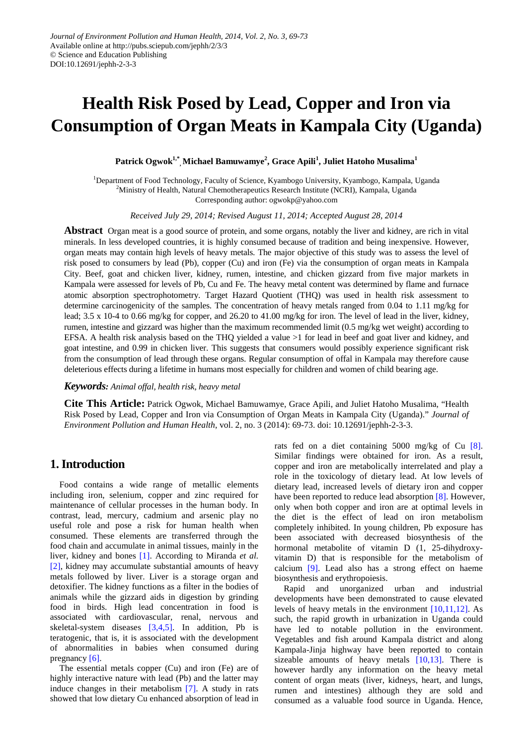*Journal of Environment Pollution and Human Health, 2014, Vol. 2, No. 3, 69-73*
Available online at http://pubs.sciepub.com/jephh/2/3/3
© Science and Education Publishing
DOI:10.12691/jephh-2-3-3

# Health Risk Posed by Lead, Copper and Iron via Consumption of Organ Meats in Kampala City (Uganda)

**Patrick Ogwok[1,*], Michael Bamuwamye[2], Grace Apili[1], Juliet Hatoho Musalima[1]**

[1]Department of Food Technology, Faculty of Science, Kyambogo University, Kyambogo, Kampala, Uganda
[2]Ministry of Health, Natural Chemotherapeutics Research Institute (NCRI), Kampala, Uganda
Corresponding author: ogwokp@yahoo.com

*Received July 29, 2014; Revised August 11, 2014; Accepted August 28, 2014*

**Abstract** Organ meat is a good source of protein, and some organs, notably the liver and kidney, are rich in vital minerals. In less developed countries, it is highly consumed because of tradition and being inexpensive. However, organ meats may contain high levels of heavy metals. The major objective of this study was to assess the level of risk posed to consumers by lead (Pb), copper (Cu) and iron (Fe) via the consumption of organ meats in Kampala City. Beef, goat and chicken liver, kidney, rumen, intestine, and chicken gizzard from five major markets in Kampala were assessed for levels of Pb, Cu and Fe. The heavy metal content was determined by flame and furnace atomic absorption spectrophotometry. Target Hazard Quotient (THQ) was used in health risk assessment to determine carcinogenicity of the samples. The concentration of heavy metals ranged from 0.04 to 1.11 mg/kg for lead; 3.5 x 10-4 to 0.66 mg/kg for copper, and 26.20 to 41.00 mg/kg for iron. The level of lead in the liver, kidney, rumen, intestine and gizzard was higher than the maximum recommended limit (0.5 mg/kg wet weight) according to EFSA. A health risk analysis based on the THQ yielded a value >1 for lead in beef and goat liver and kidney, and goat intestine, and 0.99 in chicken liver. This suggests that consumers would possibly experience significant risk from the consumption of lead through these organs. Regular consumption of offal in Kampala may therefore cause deleterious effects during a lifetime in humans most especially for children and women of child bearing age.

***Keywords:*** *Animal offal, health risk, heavy metal*

**Cite This Article:** Patrick Ogwok, Michael Bamuwamye, Grace Apili, and Juliet Hatoho Musalima, "Health Risk Posed by Lead, Copper and Iron via Consumption of Organ Meats in Kampala City (Uganda)." *Journal of Environment Pollution and Human Health*, vol. 2, no. 3 (2014): 69-73. doi: 10.12691/jephh-2-3-3.

## 1. Introduction

Food contains a wide range of metallic elements including iron, selenium, copper and zinc required for maintenance of cellular processes in the human body. In contrast, lead, mercury, cadmium and arsenic play no useful role and pose a risk for human health when consumed. These elements are transferred through the food chain and accumulate in animal tissues, mainly in the liver, kidney and bones [1]. According to Miranda *et al.* [2], kidney may accumulate substantial amounts of heavy metals followed by liver. Liver is a storage organ and detoxifier. The kidney functions as a filter in the bodies of animals while the gizzard aids in digestion by grinding food in birds. High lead concentration in food is associated with cardiovascular, renal, nervous and skeletal-system diseases [3,4,5]. In addition, Pb is teratogenic, that is, it is associated with the development of abnormalities in babies when consumed during pregnancy [6].

The essential metals copper (Cu) and iron (Fe) are of highly interactive nature with lead (Pb) and the latter may induce changes in their metabolism [7]. A study in rats showed that low dietary Cu enhanced absorption of lead in rats fed on a diet containing 5000 mg/kg of Cu [8]. Similar findings were obtained for iron. As a result, copper and iron are metabolically interrelated and play a role in the toxicology of dietary lead. At low levels of dietary lead, increased levels of dietary iron and copper have been reported to reduce lead absorption [8]. However, only when both copper and iron are at optimal levels in the diet is the effect of lead on iron metabolism completely inhibited. In young children, Pb exposure has been associated with decreased biosynthesis of the hormonal metabolite of vitamin D (1, 25-dihydroxy-vitamin D) that is responsible for the metabolism of calcium [9]. Lead also has a strong effect on haeme biosynthesis and erythropoiesis.

Rapid and unorganized urban and industrial developments have been demonstrated to cause elevated levels of heavy metals in the environment [10,11,12]. As such, the rapid growth in urbanization in Uganda could have led to notable pollution in the environment. Vegetables and fish around Kampala district and along Kampala-Jinja highway have been reported to contain sizeable amounts of heavy metals [10,13]. There is however hardly any information on the heavy metal content of organ meats (liver, kidneys, heart, and lungs, rumen and intestines) although they are sold and consumed as a valuable food source in Uganda. Hence,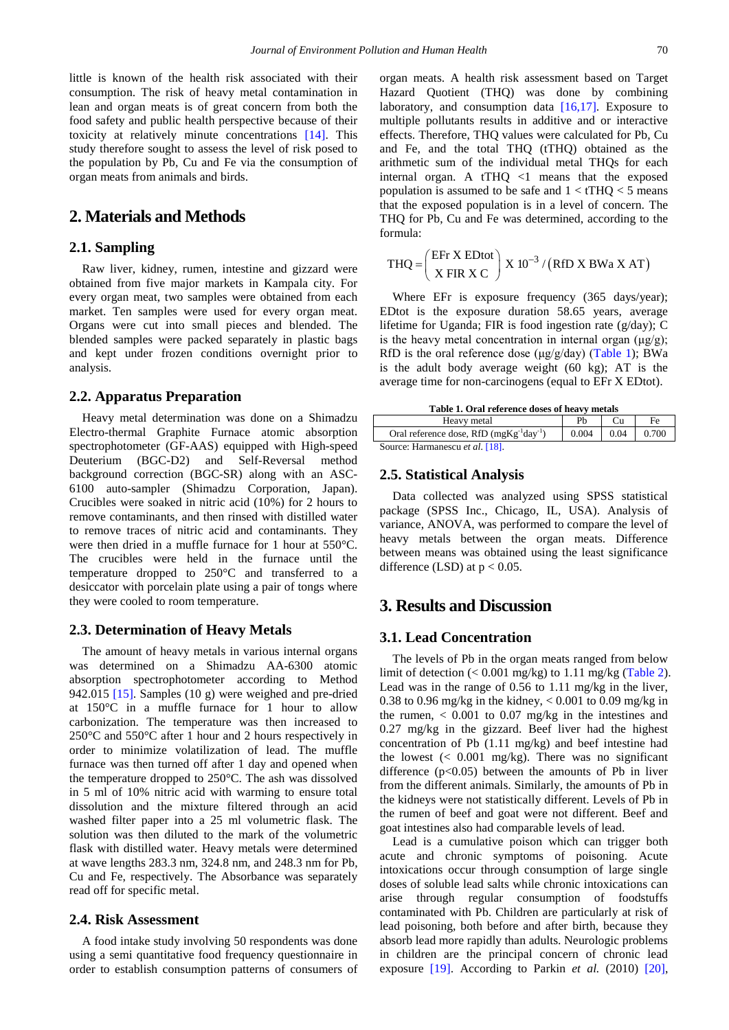little is known of the health risk associated with their consumption. The risk of heavy metal contamination in lean and organ meats is of great concern from both the food safety and public health perspective because of their toxicity at relatively minute concentrations [14]. This study therefore sought to assess the level of risk posed to the population by Pb, Cu and Fe via the consumption of organ meats from animals and birds.

## 2. Materials and Methods

### 2.1. Sampling

Raw liver, kidney, rumen, intestine and gizzard were obtained from five major markets in Kampala city. For every organ meat, two samples were obtained from each market. Ten samples were used for every organ meat. Organs were cut into small pieces and blended. The blended samples were packed separately in plastic bags and kept under frozen conditions overnight prior to analysis.

### 2.2. Apparatus Preparation

Heavy metal determination was done on a Shimadzu Electro-thermal Graphite Furnace atomic absorption spectrophotometer (GF-AAS) equipped with High-speed Deuterium (BGC-D2) and Self-Reversal method background correction (BGC-SR) along with an ASC-6100 auto-sampler (Shimadzu Corporation, Japan). Crucibles were soaked in nitric acid (10%) for 2 hours to remove contaminants, and then rinsed with distilled water to remove traces of nitric acid and contaminants. They were then dried in a muffle furnace for 1 hour at 550°C. The crucibles were held in the furnace until the temperature dropped to 250°C and transferred to a desiccator with porcelain plate using a pair of tongs where they were cooled to room temperature.

### 2.3. Determination of Heavy Metals

The amount of heavy metals in various internal organs was determined on a Shimadzu AA-6300 atomic absorption spectrophotometer according to Method 942.015 [15]. Samples (10 g) were weighed and pre-dried at 150°C in a muffle furnace for 1 hour to allow carbonization. The temperature was then increased to 250°C and 550°C after 1 hour and 2 hours respectively in order to minimize volatilization of lead. The muffle furnace was then turned off after 1 day and opened when the temperature dropped to 250°C. The ash was dissolved in 5 ml of 10% nitric acid with warming to ensure total dissolution and the mixture filtered through an acid washed filter paper into a 25 ml volumetric flask. The solution was then diluted to the mark of the volumetric flask with distilled water. Heavy metals were determined at wave lengths 283.3 nm, 324.8 nm, and 248.3 nm for Pb, Cu and Fe, respectively. The Absorbance was separately read off for specific metal.

### 2.4. Risk Assessment

A food intake study involving 50 respondents was done using a semi quantitative food frequency questionnaire in order to establish consumption patterns of consumers of organ meats. A health risk assessment based on Target Hazard Quotient (THQ) was done by combining laboratory, and consumption data [16,17]. Exposure to multiple pollutants results in additive and or interactive effects. Therefore, THQ values were calculated for Pb, Cu and Fe, and the total THQ (tTHQ) obtained as the arithmetic sum of the individual metal THQs for each internal organ. A tTHQ <1 means that the exposed population is assumed to be safe and 1 < tTHQ < 5 means that the exposed population is in a level of concern. The THQ for Pb, Cu and Fe was determined, according to the formula:

$$\mathrm{THQ} = \left( \begin{matrix} \mathrm{EFr\ X\ EDtot} \\ \mathrm{X\ FIR\ X\ C} \end{matrix} \right) \mathrm{X\ } 10^{-3} / \left( \mathrm{RfD\ X\ BWa\ X\ AT} \right)$$

Where EFr is exposure frequency (365 days/year); EDtot is the exposure duration 58.65 years, average lifetime for Uganda; FIR is food ingestion rate (g/day); C is the heavy metal concentration in internal organ (μg/g); RfD is the oral reference dose (μg/g/day) (Table 1); BWa is the adult body average weight (60 kg); AT is the average time for non-carcinogens (equal to EFr X EDtot).

**Table 1. Oral reference doses of heavy metals**

| Heavy metal | Pb | Cu | Fe |
|---|---|---|---|
| Oral reference dose, RfD ($\mathrm{mgKg^{-1}day^{-1}}$) | 0.004 | 0.04 | 0.700 |

Source: Harmanescu *et al.* [18].

### 2.5. Statistical Analysis

Data collected was analyzed using SPSS statistical package (SPSS Inc., Chicago, IL, USA). Analysis of variance, ANOVA, was performed to compare the level of heavy metals between the organ meats. Difference between means was obtained using the least significance difference (LSD) at $p < 0.05$.

## 3. Results and Discussion

### 3.1. Lead Concentration

The levels of Pb in the organ meats ranged from below limit of detection (< 0.001 mg/kg) to 1.11 mg/kg (Table 2). Lead was in the range of 0.56 to 1.11 mg/kg in the liver, 0.38 to 0.96 mg/kg in the kidney, < 0.001 to 0.09 mg/kg in the rumen, < 0.001 to 0.07 mg/kg in the intestines and 0.27 mg/kg in the gizzard. Beef liver had the highest concentration of Pb (1.11 mg/kg) and beef intestine had the lowest (< 0.001 mg/kg). There was no significant difference ($p<0.05$) between the amounts of Pb in liver from the different animals. Similarly, the amounts of Pb in the kidneys were not statistically different. Levels of Pb in the rumen of beef and goat were not different. Beef and goat intestines also had comparable levels of lead.

Lead is a cumulative poison which can trigger both acute and chronic symptoms of poisoning. Acute intoxications occur through consumption of large single doses of soluble lead salts while chronic intoxications can arise through regular consumption of foodstuffs contaminated with Pb. Children are particularly at risk of lead poisoning, both before and after birth, because they absorb lead more rapidly than adults. Neurologic problems in children are the principal concern of chronic lead exposure [19]. According to Parkin *et al.* (2010) [20],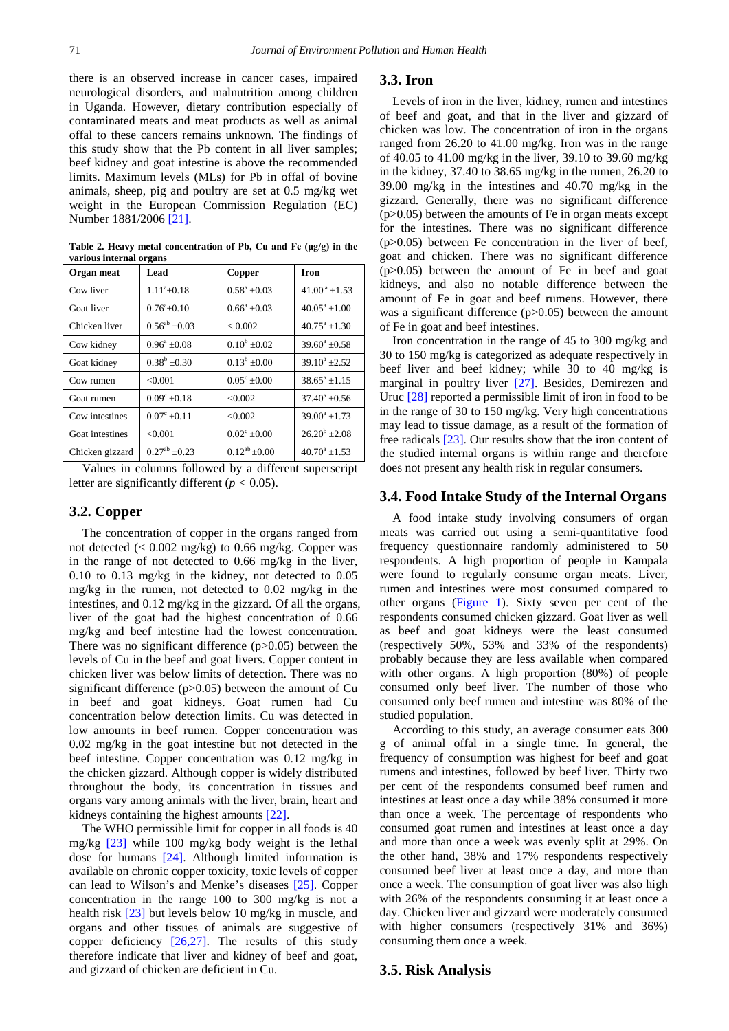there is an observed increase in cancer cases, impaired neurological disorders, and malnutrition among children in Uganda. However, dietary contribution especially of contaminated meats and meat products as well as animal offal to these cancers remains unknown. The findings of this study show that the Pb content in all liver samples; beef kidney and goat intestine is above the recommended limits. Maximum levels (MLs) for Pb in offal of bovine animals, sheep, pig and poultry are set at 0.5 mg/kg wet weight in the European Commission Regulation (EC) Number 1881/2006 [21].

**Table 2. Heavy metal concentration of Pb, Cu and Fe (μg/g) in the various internal organs**

| Organ meat | Lead | Copper | Iron |
|---|---|---|---|
| Cow liver | $1.11^{a}\pm0.18$ | $0.58^{a}\pm0.03$ | $41.00^{a}\pm1.53$ |
| Goat liver | $0.76^{a}\pm0.10$ | $0.66^{a}\pm0.03$ | $40.05^{a}\pm1.00$ |
| Chicken liver | $0.56^{ab}\pm0.03$ | < 0.002 | $40.75^{a}\pm1.30$ |
| Cow kidney | $0.96^{a}\pm0.08$ | $0.10^{b}\pm0.02$ | $39.60^{a}\pm0.58$ |
| Goat kidney | $0.38^{b}\pm0.30$ | $0.13^{b}\pm0.00$ | $39.10^{a}\pm2.52$ |
| Cow rumen | <0.001 | $0.05^{c}\pm0.00$ | $38.65^{a}\pm1.15$ |
| Goat rumen | $0.09^{c}\pm0.18$ | <0.002 | $37.40^{a}\pm0.56$ |
| Cow intestines | $0.07^{c}\pm0.11$ | <0.002 | $39.00^{a}\pm1.73$ |
| Goat intestines | <0.001 | $0.02^{c}\pm0.00$ | $26.20^{b}\pm2.08$ |
| Chicken gizzard | $0.27^{ab}\pm0.23$ | $0.12^{ab}\pm0.00$ | $40.70^{a}\pm1.53$ |

Values in columns followed by a different superscript letter are significantly different ($p < 0.05$).

### 3.2. Copper

The concentration of copper in the organs ranged from not detected (< 0.002 mg/kg) to 0.66 mg/kg. Copper was in the range of not detected to 0.66 mg/kg in the liver, 0.10 to 0.13 mg/kg in the kidney, not detected to 0.05 mg/kg in the rumen, not detected to 0.02 mg/kg in the intestines, and 0.12 mg/kg in the gizzard. Of all the organs, liver of the goat had the highest concentration of 0.66 mg/kg and beef intestine had the lowest concentration. There was no significant difference (p>0.05) between the levels of Cu in the beef and goat livers. Copper content in chicken liver was below limits of detection. There was no significant difference (p>0.05) between the amount of Cu in beef and goat kidneys. Goat rumen had Cu concentration below detection limits. Cu was detected in low amounts in beef rumen. Copper concentration was 0.02 mg/kg in the goat intestine but not detected in the beef intestine. Copper concentration was 0.12 mg/kg in the chicken gizzard. Although copper is widely distributed throughout the body, its concentration in tissues and organs vary among animals with the liver, brain, heart and kidneys containing the highest amounts [22].

The WHO permissible limit for copper in all foods is 40 mg/kg [23] while 100 mg/kg body weight is the lethal dose for humans [24]. Although limited information is available on chronic copper toxicity, toxic levels of copper can lead to Wilson's and Menke's diseases [25]. Copper concentration in the range 100 to 300 mg/kg is not a health risk [23] but levels below 10 mg/kg in muscle, and organs and other tissues of animals are suggestive of copper deficiency [26,27]. The results of this study therefore indicate that liver and kidney of beef and goat, and gizzard of chicken are deficient in Cu.

### 3.3. Iron

Levels of iron in the liver, kidney, rumen and intestines of beef and goat, and that in the liver and gizzard of chicken was low. The concentration of iron in the organs ranged from 26.20 to 41.00 mg/kg. Iron was in the range of 40.05 to 41.00 mg/kg in the liver, 39.10 to 39.60 mg/kg in the kidney, 37.40 to 38.65 mg/kg in the rumen, 26.20 to 39.00 mg/kg in the intestines and 40.70 mg/kg in the gizzard. Generally, there was no significant difference (p>0.05) between the amounts of Fe in organ meats except for the intestines. There was no significant difference (p>0.05) between Fe concentration in the liver of beef, goat and chicken. There was no significant difference (p>0.05) between the amount of Fe in beef and goat kidneys, and also no notable difference between the amount of Fe in goat and beef rumens. However, there was a significant difference (p>0.05) between the amount of Fe in goat and beef intestines.

Iron concentration in the range of 45 to 300 mg/kg and 30 to 150 mg/kg is categorized as adequate respectively in beef liver and beef kidney; while 30 to 40 mg/kg is marginal in poultry liver [27]. Besides, Demirezen and Uruc [28] reported a permissible limit of iron in food to be in the range of 30 to 150 mg/kg. Very high concentrations may lead to tissue damage, as a result of the formation of free radicals [23]. Our results show that the iron content of the studied internal organs is within range and therefore does not present any health risk in regular consumers.

### 3.4. Food Intake Study of the Internal Organs

A food intake study involving consumers of organ meats was carried out using a semi-quantitative food frequency questionnaire randomly administered to 50 respondents. A high proportion of people in Kampala were found to regularly consume organ meats. Liver, rumen and intestines were most consumed compared to other organs (Figure 1). Sixty seven per cent of the respondents consumed chicken gizzard. Goat liver as well as beef and goat kidneys were the least consumed (respectively 50%, 53% and 33% of the respondents) probably because they are less available when compared with other organs. A high proportion (80%) of people consumed only beef liver. The number of those who consumed only beef rumen and intestine was 80% of the studied population.

According to this study, an average consumer eats 300 g of animal offal in a single time. In general, the frequency of consumption was highest for beef and goat rumens and intestines, followed by beef liver. Thirty two per cent of the respondents consumed beef rumen and intestines at least once a day while 38% consumed it more than once a week. The percentage of respondents who consumed goat rumen and intestines at least once a day and more than once a week was evenly split at 29%. On the other hand, 38% and 17% respondents respectively consumed beef liver at least once a day, and more than once a week. The consumption of goat liver was also high with 26% of the respondents consuming it at least once a day. Chicken liver and gizzard were moderately consumed with higher consumers (respectively 31% and 36%) consuming them once a week.

### 3.5. Risk Analysis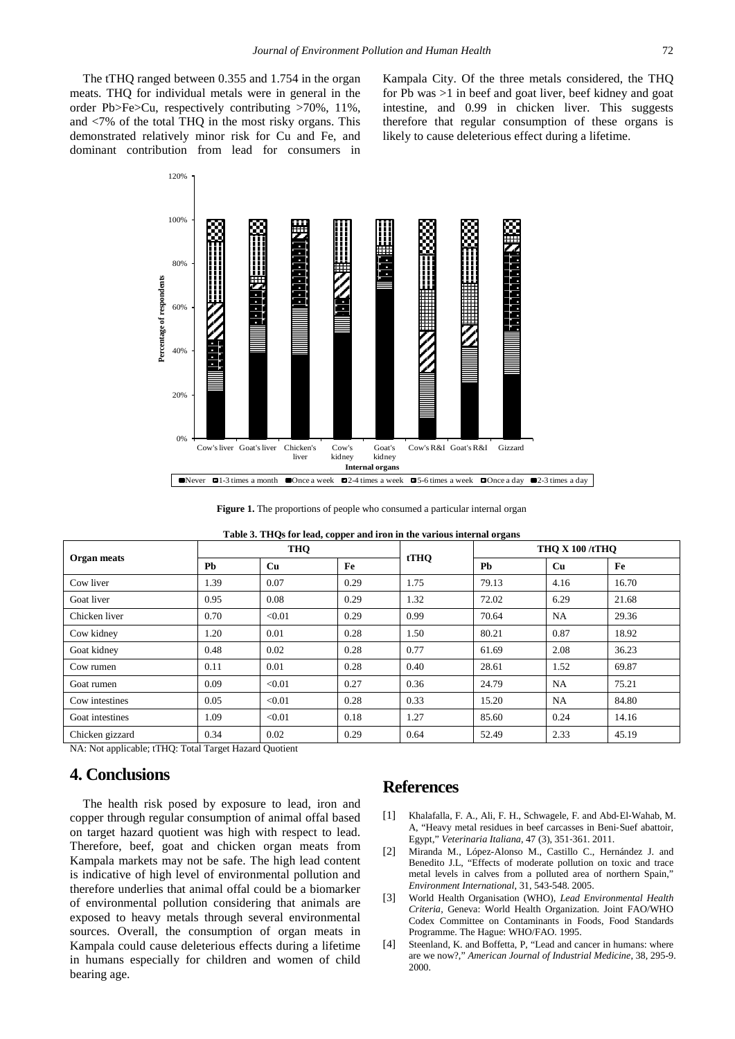The tTHQ ranged between 0.355 and 1.754 in the organ meats. THQ for individual metals were in general in the order Pb>Fe>Cu, respectively contributing >70%, 11%, and <7% of the total THQ in the most risky organs. This demonstrated relatively minor risk for Cu and Fe, and dominant contribution from lead for consumers in Kampala City. Of the three metals considered, the THQ for Pb was >1 in beef and goat liver, beef kidney and goat intestine, and 0.99 in chicken liver. This suggests therefore that regular consumption of these organs is likely to cause deleterious effect during a lifetime.

**Figure 1.** The proportions of people who consumed a particular internal organ

**Table 3. THQs for lead, copper and iron in the various internal organs**

| Organ meats | THQ | | | tTHQ | THQ X 100 /tTHQ | | |
|---|---|---|---|---|---|---|---|
| | Pb | Cu | Fe | | Pb | Cu | Fe |
| Cow liver | 1.39 | 0.07 | 0.29 | 1.75 | 79.13 | 4.16 | 16.70 |
| Goat liver | 0.95 | 0.08 | 0.29 | 1.32 | 72.02 | 6.29 | 21.68 |
| Chicken liver | 0.70 | <0.01 | 0.29 | 0.99 | 70.64 | NA | 29.36 |
| Cow kidney | 1.20 | 0.01 | 0.28 | 1.50 | 80.21 | 0.87 | 18.92 |
| Goat kidney | 0.48 | 0.02 | 0.28 | 0.77 | 61.69 | 2.08 | 36.23 |
| Cow rumen | 0.11 | 0.01 | 0.28 | 0.40 | 28.61 | 1.52 | 69.87 |
| Goat rumen | 0.09 | <0.01 | 0.27 | 0.36 | 24.79 | NA | 75.21 |
| Cow intestines | 0.05 | <0.01 | 0.28 | 0.33 | 15.20 | NA | 84.80 |
| Goat intestines | 1.09 | <0.01 | 0.18 | 1.27 | 85.60 | 0.24 | 14.16 |
| Chicken gizzard | 0.34 | 0.02 | 0.29 | 0.64 | 52.49 | 2.33 | 45.19 |

NA: Not applicable; tTHQ: Total Target Hazard Quotient

# 4. Conclusions

The health risk posed by exposure to lead, iron and copper through regular consumption of animal offal based on target hazard quotient was high with respect to lead. Therefore, beef, goat and chicken organ meats from Kampala markets may not be safe. The high lead content is indicative of high level of environmental pollution and therefore underlies that animal offal could be a biomarker of environmental pollution considering that animals are exposed to heavy metals through several environmental sources. Overall, the consumption of organ meats in Kampala could cause deleterious effects during a lifetime in humans especially for children and women of child bearing age.

# References

[1] Khalafalla, F. A., Ali, F. H., Schwagele, F. and Abd-El-Wahab, M. A, "Heavy metal residues in beef carcasses in Beni-Suef abattoir, Egypt," *Veterinaria Italiana*, 47 (3), 351-361. 2011.

[2] Miranda M., López-Alonso M., Castillo C., Hernández J. and Benedito J.L, "Effects of moderate pollution on toxic and trace metal levels in calves from a polluted area of northern Spain," *Environment International*, 31, 543-548. 2005.

[3] World Health Organisation (WHO), *Lead Environmental Health Criteria*, Geneva: World Health Organization. Joint FAO/WHO Codex Committee on Contaminants in Foods, Food Standards Programme. The Hague: WHO/FAO. 1995.

[4] Steenland, K. and Boffetta, P, "Lead and cancer in humans: where are we now?," *American Journal of Industrial Medicine*, 38, 295-9. 2000.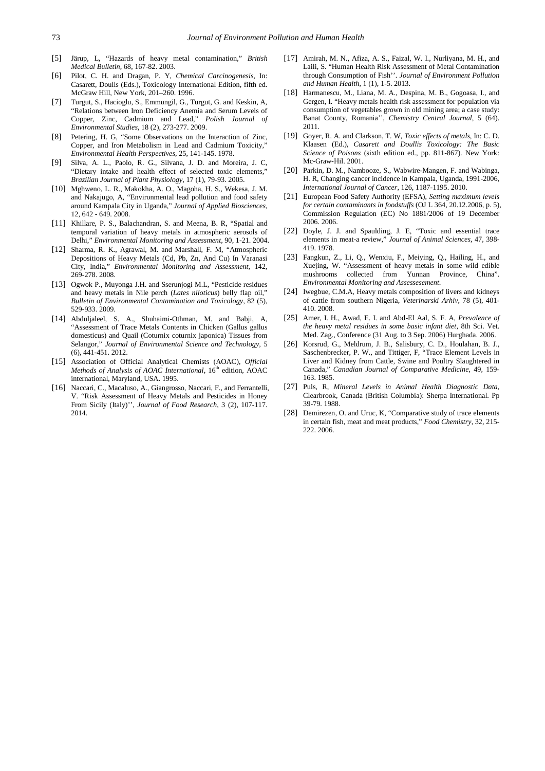[5] Järup, L, "Hazards of heavy metal contamination," *British Medical Bulletin*, 68, 167-82. 2003.

[6] Pilot, C. H. and Dragan, P. Y, *Chemical Carcinogenesis*, In: Casarett, Doulls (Eds.), Toxicology International Edition, fifth ed. McGraw Hill, New York, 201–260. 1996.

[7] Turgut, S., Hacioglu, S., Emmungil, G., Turgut, G. and Keskin, A, "Relations between Iron Deficiency Anemia and Serum Levels of Copper, Zinc, Cadmium and Lead," *Polish Journal of Environmental Studies*, 18 (2), 273-277. 2009.

[8] Petering, H. G, "Some Observations on the Interaction of Zinc, Copper, and Iron Metabolism in Lead and Cadmium Toxicity," *Environmental Health Perspectives*, 25, 141-145. 1978.

[9] Silva, A. L., Paolo, R. G., Silvana, J. D. and Moreira, J. C, "Dietary intake and health effect of selected toxic elements," *Brazilian Journal of Plant Physiology*, 17 (1), 79-93. 2005.

[10] Mghweno, L. R., Makokha, A. O., Magoha, H. S., Wekesa, J. M. and Nakajugo, A, "Environmental lead pollution and food safety around Kampala City in Uganda," *Journal of Applied Biosciences*, 12, 642 - 649. 2008.

[11] Khillare, P. S., Balachandran, S. and Meena, B. R, "Spatial and temporal variation of heavy metals in atmospheric aerosols of Delhi," *Environmental Monitoring and Assessment*, 90, 1-21. 2004.

[12] Sharma, R. K., Agrawal, M. and Marshall, F. M, "Atmospheric Depositions of Heavy Metals (Cd, Pb, Zn, And Cu) In Varanasi City, India," *Environmental Monitoring and Assessment*, 142, 269-278. 2008.

[13] Ogwok P., Muyonga J.H. and Sserunjogi M.L, "Pesticide residues and heavy metals in Nile perch (*Lates niloticus*) belly flap oil," *Bulletin of Environmental Contamination and Toxicology*, 82 (5), 529-933. 2009.

[14] Abduljaleel, S. A., Shuhaimi-Othman, M. and Babji, A, "Assessment of Trace Metals Contents in Chicken (Gallus gallus domesticus) and Quail (Coturnix coturnix japonica) Tissues from Selangor," *Journal of Environmental Science and Technology*, 5 (6), 441-451. 2012.

[15] Association of Official Analytical Chemists (AOAC), *Official Methods of Analysis of AOAC International*, 16th edition, AOAC international, Maryland, USA. 1995.

[16] Naccari, C., Macaluso, A., Giangrosso, Naccari, F., and Ferrantelli, V. "Risk Assessment of Heavy Metals and Pesticides in Honey From Sicily (Italy)'', *Journal of Food Research*, 3 (2), 107-117. 2014.

[17] Amirah, M. N., Afiza, A. S., Faizal, W. I., Nurliyana, M. H., and Laili, S. "Human Health Risk Assessment of Metal Contamination through Consumption of Fish''. *Journal of Environment Pollution and Human Health*, 1 (1), 1-5. 2013.

[18] Harmanescu, M., Liana, M. A., Despina, M. B., Gogoasa, I., and Gergen, I. "Heavy metals health risk assessment for population via consumption of vegetables grown in old mining area; a case study: Banat County, Romania'', *Chemistry Central Journal*, 5 (64). 2011.

[19] Goyer, R. A. and Clarkson, T. W, *Toxic effects of metals*, In: C. D. Klaasen (Ed.), *Casarett and Doullis Toxicology: The Basic Science of Poisons* (sixth edition ed., pp. 811-867). New York: Mc-Graw-Hil. 2001.

[20] Parkin, D. M., Nambooze, S., Wabwire-Mangen, F. and Wabinga, H. R, Changing cancer incidence in Kampala, Uganda, 1991-2006, *International Journal of Cancer*, 126, 1187-1195. 2010.

[21] European Food Safety Authority (EFSA), *Setting maximum levels for certain contaminants in foodstuffs* (OJ L 364, 20.12.2006, p. 5), Commission Regulation (EC) No 1881/2006 of 19 December 2006. 2006.

[22] Doyle, J. J. and Spaulding, J. E, "Toxic and essential trace elements in meat-a review," *Journal of Animal Sciences*, 47, 398-419. 1978.

[23] Fangkun, Z., Li, Q., Wenxiu, F., Meiying, Q., Hailing, H., and Xuejing, W. "Assessment of heavy metals in some wild edible mushrooms collected from Yunnan Province, China". *Environmental Monitoring and Assessesement*.

[24] Iwegbue, C.M.A, Heavy metals composition of livers and kidneys of cattle from southern Nigeria, *Veterinarski Arhiv*, 78 (5), 401-410. 2008.

[25] Amer, I. H., Awad, E. I. and Abd-El Aal, S. F. A, *Prevalence of the heavy metal residues in some basic infant diet*, 8th Sci. Vet. Med. Zag., Conference (31 Aug. to 3 Sep. 2006) Hurghada. 2006.

[26] Korsrud, G., Meldrum, J. B., Salisbury, C. D., Houlahan, B. J., Saschenbrecker, P. W., and Tittiger, F, "Trace Element Levels in Liver and Kidney from Cattle, Swine and Poultry Slaughtered in Canada," *Canadian Journal of Comparative Medicine*, 49, 159-163. 1985.

[27] Puls, R, *Mineral Levels in Animal Health Diagnostic Data*, Clearbrook, Canada (British Columbia): Sherpa International. Pp 39-79. 1988.

[28] Demirezen, O. and Uruc, K, "Comparative study of trace elements in certain fish, meat and meat products," *Food Chemistry*, 32, 215-222. 2006.